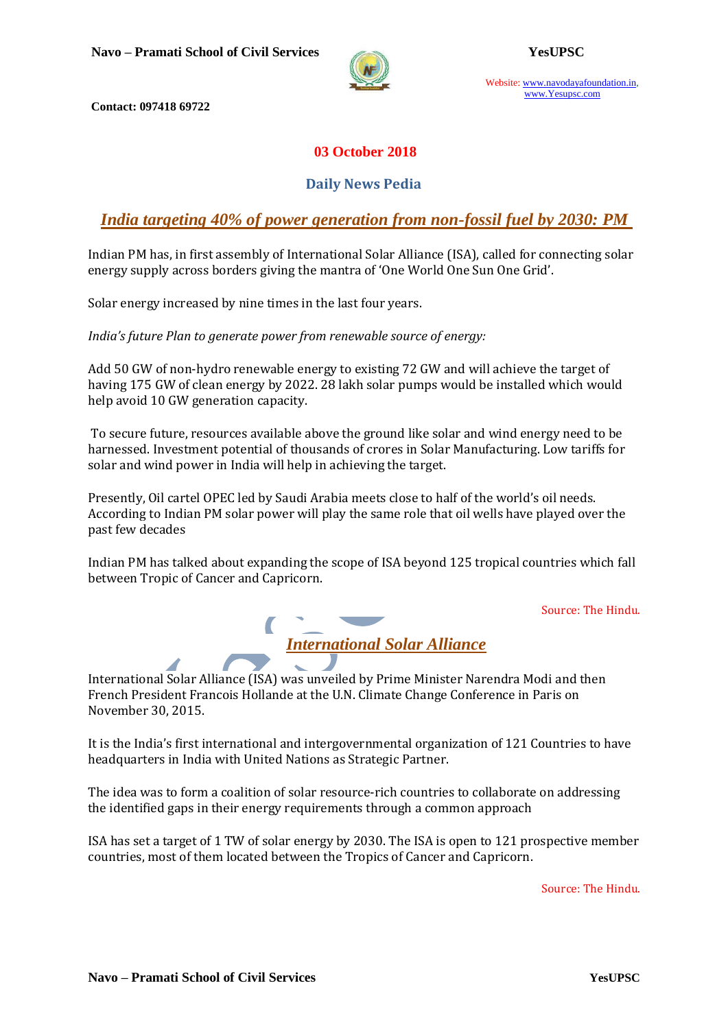**03 October 2018**

## Daily News Pedia

## *India targeting 40% of power generation from non-fossil fuel by 2030: PM*

Indian PM has, in first assembly of International Solar Alliance (ISA), called for connecting solar energy supply across borders giving the mantra of 'One World One Sun One Grid'.

Solar energy increased by nine times in the last four years.

*India's future Plan to generate power from renewable source of energy:*

Add 50 GW of non-hydro renewable energy to existing 72 GW and will achieve the target of having 175 GW of clean energy by 2022. 28 lakh solar pumps would be installed which would help avoid 10 GW generation capacity.

To secure future, resources available above the ground like solar and wind energy need to be harnessed. Investment potential of thousands of crores in Solar Manufacturing. Low tariffs for solar and wind power in India will help in achieving the target.

Presently, Oil cartel OPEC led by Saudi Arabia meets close to half of the world's oil needs. According to Indian PM solar power will play the same role that oil wells have played over the past few decades

Indian PM has talked about expanding the scope of ISA beyond 125 tropical countries which fall between Tropic of Cancer and Capricorn.

Source: The Hindu.

## *International Solar Alliance*

International Solar Alliance (ISA) was unveiled by Prime Minister Narendra Modi and then French President Francois Hollande at the U.N. Climate Change Conference in Paris on November 30, 2015.

It is the India's first international and intergovernmental organization of 121 Countries to have headquarters in India with United Nations as Strategic Partner.

The idea was to form a coalition of solar resource-rich countries to collaborate on addressing the identified gaps in their energy requirements through a common approach

ISA has set a target of 1 TW of solar energy by 2030. The ISA is open to 121 prospective member countries, most of them located between the Tropics of Cancer and Capricorn.

Source: The Hindu.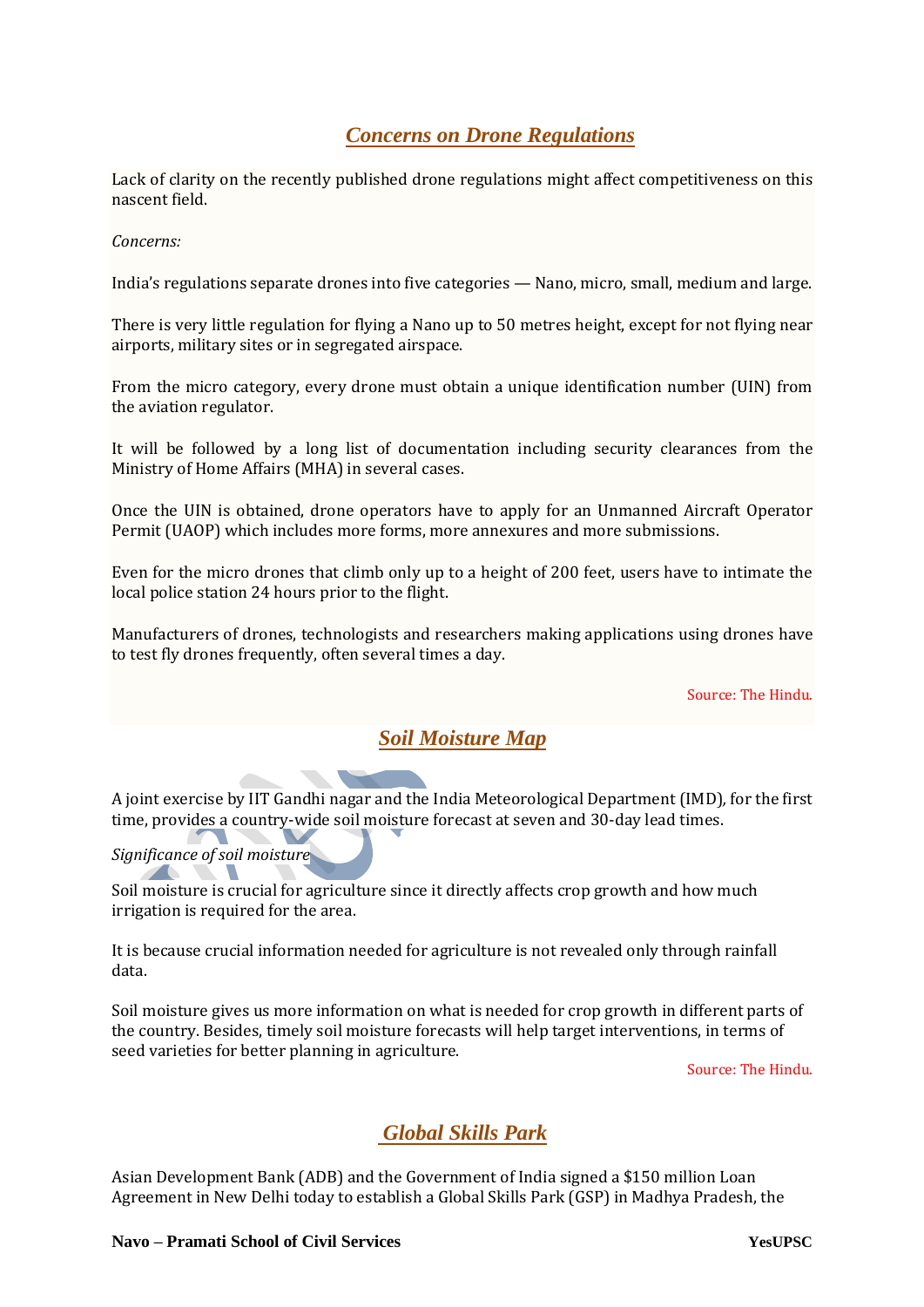## *Concerns on Drone Regulations*

Lack of clarity on the recently published drone regulations might affect competitiveness on this nascent field.

*Concerns:*

India's regulations separate drones into five categories — Nano, micro, small, medium and large.

There is very little regulation for flying a Nano up to 50 metres height, except for not flying near airports, military sites or in segregated airspace.

From the micro category, every drone must obtain a unique identification number (UIN) from the aviation regulator.

It will be followed by a long list of documentation including security clearances from the Ministry of Home Affairs (MHA) in several cases.

Once the UIN is obtained, drone operators have to apply for an Unmanned Aircraft Operator Permit (UAOP) which includes more forms, more annexures and more submissions.

Even for the micro drones that climb only up to a height of 200 feet, users have to intimate the local police station 24 hours prior to the flight.

Manufacturers of drones, technologists and researchers making applications using drones have to test fly drones frequently, often several times a day.

Source: The Hindu.

## *Soil Moisture Map*

A joint exercise by IIT Gandhi nagar and the India Meteorological Department (IMD), for the first time, provides a country-wide soil moisture forecast at seven and 30-day lead times.

*Significance of soil moisture*

Soil moisture is crucial for agriculture since it directly affects crop growth and how much irrigation is required for the area.

It is because crucial information needed for agriculture is not revealed only through rainfall data.

Soil moisture gives us more information on what is needed for crop growth in different parts of the country. Besides, timely soil moisture forecasts will help target interventions, in terms of seed varieties for better planning in agriculture.

Source: The Hindu.

## *Global Skills Park*

Asian Development Bank (ADB) and the Government of India signed a $150 million Loan Agreement in New Delhi today to establish a Global Skills Park (GSP) in Madhya Pradesh, the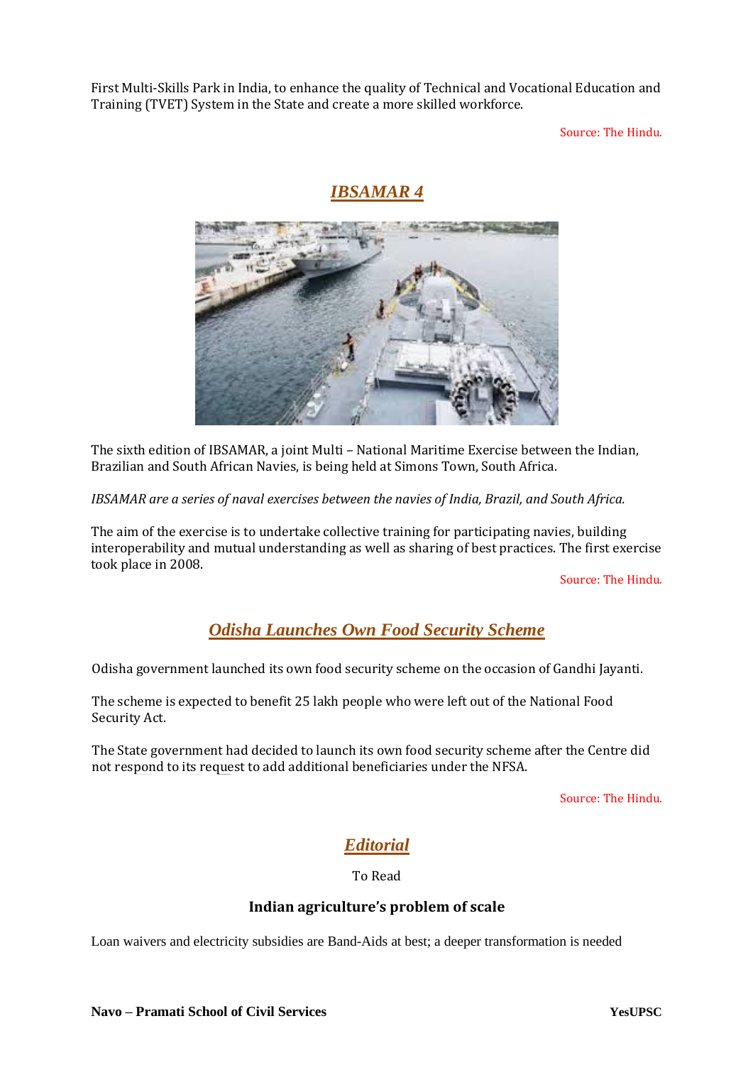First Multi-Skills Park in India, to enhance the quality of Technical and Vocational Education and Training (TVET) System in the State and create a more skilled workforce.

Source: The Hindu.

## *IBSAMAR 4*

The sixth edition of IBSAMAR, a joint Multi – National Maritime Exercise between the Indian, Brazilian and South African Navies, is being held at Simons Town, South Africa.

*IBSAMAR are a series of naval exercises between the navies of India, Brazil, and South Africa.*

The aim of the exercise is to undertake collective training for participating navies, building interoperability and mutual understanding as well as sharing of best practices. The first exercise took place in 2008.

Source: The Hindu.

## *Odisha Launches Own Food Security Scheme*

Odisha government launched its own food security scheme on the occasion of Gandhi Jayanti.

The scheme is expected to benefit 25 lakh people who were left out of the National Food Security Act.

The State government had decided to launch its own food security scheme after the Centre did not respond to its request to add additional beneficiaries under the NFSA.

Source: The Hindu.

## *Editorial*

To Read

### Indian agriculture's problem of scale

Loan waivers and electricity subsidies are Band-Aids at best; a deeper transformation is needed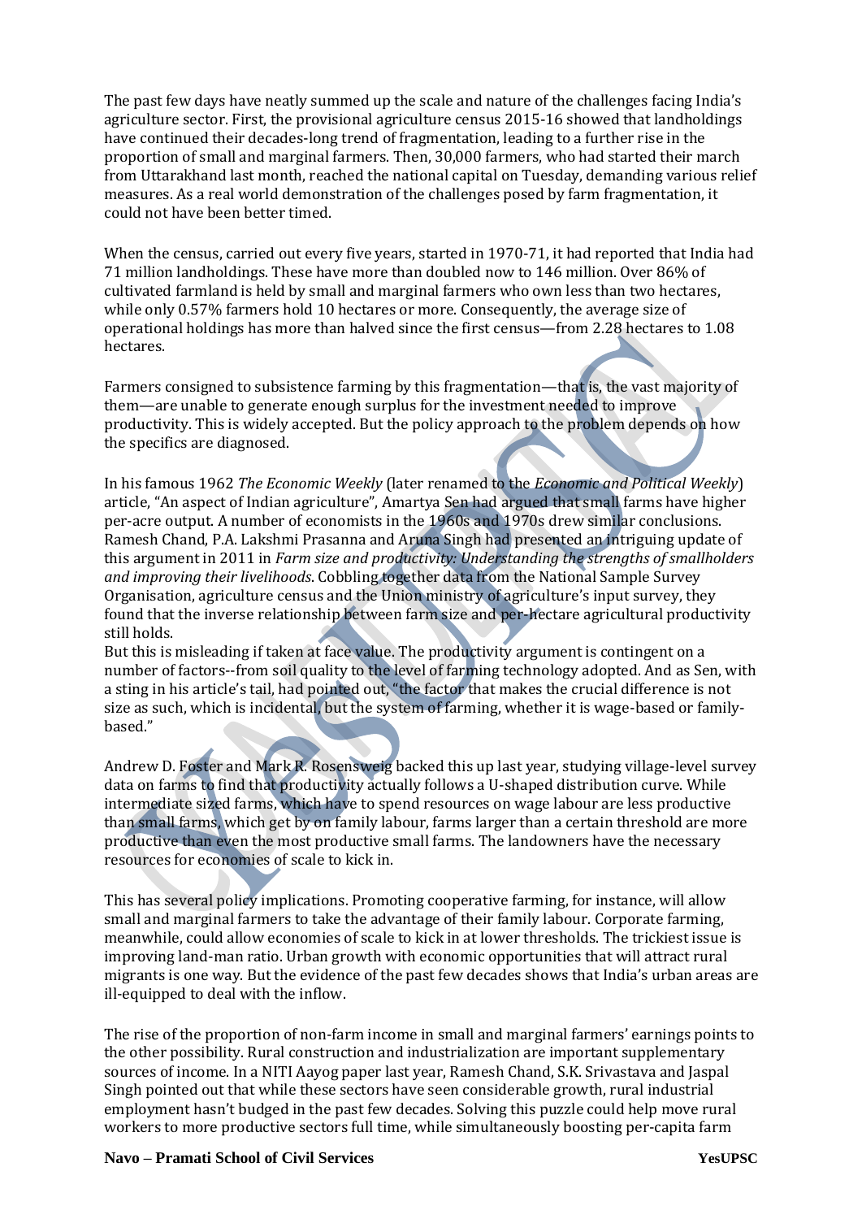The past few days have neatly summed up the scale and nature of the challenges facing India's agriculture sector. First, the provisional agriculture census 2015-16 showed that landholdings have continued their decades-long trend of fragmentation, leading to a further rise in the proportion of small and marginal farmers. Then, 30,000 farmers, who had started their march from Uttarakhand last month, reached the national capital on Tuesday, demanding various relief measures. As a real world demonstration of the challenges posed by farm fragmentation, it could not have been better timed.

When the census, carried out every five years, started in 1970-71, it had reported that India had 71 million landholdings. These have more than doubled now to 146 million. Over 86% of cultivated farmland is held by small and marginal farmers who own less than two hectares, while only 0.57% farmers hold 10 hectares or more. Consequently, the average size of operational holdings has more than halved since the first census—from 2.28 hectares to 1.08 hectares.

Farmers consigned to subsistence farming by this fragmentation—that is, the vast majority of them—are unable to generate enough surplus for the investment needed to improve productivity. This is widely accepted. But the policy approach to the problem depends on how the specifics are diagnosed.

In his famous 1962 *The Economic Weekly* (later renamed to the *Economic and Political Weekly*) article, "An aspect of Indian agriculture", Amartya Sen had argued that small farms have higher per-acre output. A number of economists in the 1960s and 1970s drew similar conclusions. Ramesh Chand, P.A. Lakshmi Prasanna and Aruna Singh had presented an intriguing update of this argument in 2011 in *Farm size and productivity: Understanding the strengths of smallholders and improving their livelihoods*. Cobbling together data from the National Sample Survey Organisation, agriculture census and the Union ministry of agriculture's input survey, they found that the inverse relationship between farm size and per-hectare agricultural productivity still holds.

But this is misleading if taken at face value. The productivity argument is contingent on a number of factors--from soil quality to the level of farming technology adopted. And as Sen, with a sting in his article's tail, had pointed out, "the factor that makes the crucial difference is not size as such, which is incidental, but the system of farming, whether it is wage-based or family-based."

Andrew D. Foster and Mark R. Rosensweig backed this up last year, studying village-level survey data on farms to find that productivity actually follows a U-shaped distribution curve. While intermediate sized farms, which have to spend resources on wage labour are less productive than small farms, which get by on family labour, farms larger than a certain threshold are more productive than even the most productive small farms. The landowners have the necessary resources for economies of scale to kick in.

This has several policy implications. Promoting cooperative farming, for instance, will allow small and marginal farmers to take the advantage of their family labour. Corporate farming, meanwhile, could allow economies of scale to kick in at lower thresholds. The trickiest issue is improving land-man ratio. Urban growth with economic opportunities that will attract rural migrants is one way. But the evidence of the past few decades shows that India's urban areas are ill-equipped to deal with the inflow.

The rise of the proportion of non-farm income in small and marginal farmers' earnings points to the other possibility. Rural construction and industrialization are important supplementary sources of income. In a NITI Aayog paper last year, Ramesh Chand, S.K. Srivastava and Jaspal Singh pointed out that while these sectors have seen considerable growth, rural industrial employment hasn't budged in the past few decades. Solving this puzzle could help move rural workers to more productive sectors full time, while simultaneously boosting per-capita farm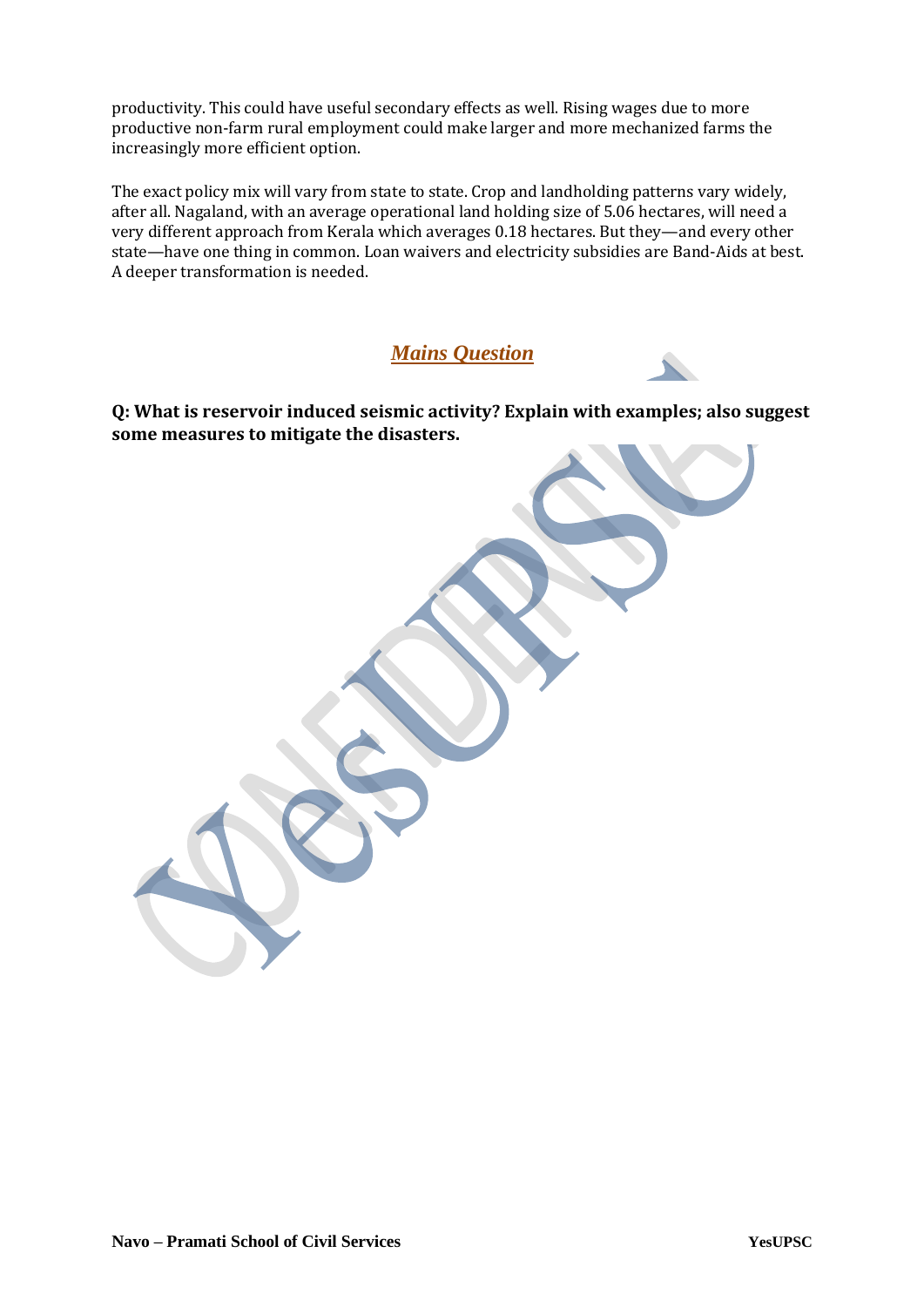productivity. This could have useful secondary effects as well. Rising wages due to more productive non-farm rural employment could make larger and more mechanized farms the increasingly more efficient option.

The exact policy mix will vary from state to state. Crop and landholding patterns vary widely, after all. Nagaland, with an average operational land holding size of 5.06 hectares, will need a very different approach from Kerala which averages 0.18 hectares. But they—and every other state—have one thing in common. Loan waivers and electricity subsidies are Band-Aids at best. A deeper transformation is needed.

## *Mains Question*

**Q: What is reservoir induced seismic activity? Explain with examples; also suggest some measures to mitigate the disasters.**